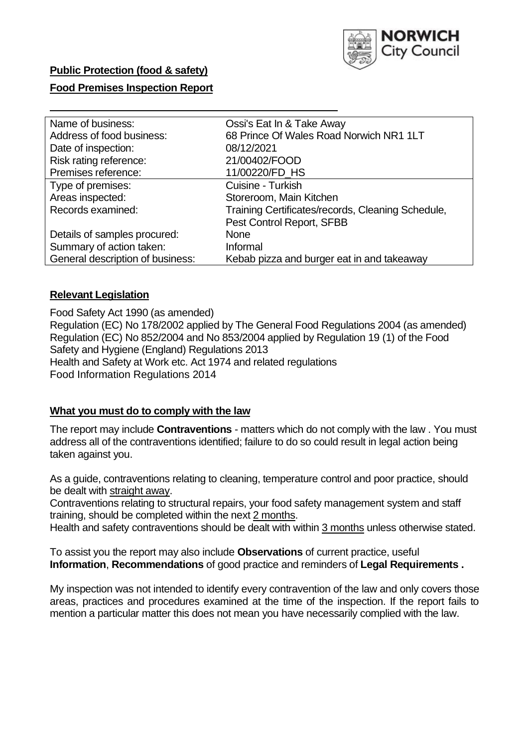**Public Protection (food & safety)**

**Food Premises Inspection Report**

| Name of business: | Ossi's Eat In & Take Away |
|---|---|
| Address of food business: | 68 Prince Of Wales Road Norwich NR1 1LT |
| Date of inspection: | 08/12/2021 |
| Risk rating reference: | 21/00402/FOOD |
| Premises reference: | 11/00220/FD_HS |
| Type of premises: | Cuisine - Turkish |
| Areas inspected: | Storeroom, Main Kitchen |
| Records examined: | Training Certificates/records, Cleaning Schedule, Pest Control Report, SFBB |
| Details of samples procured: | None |
| Summary of action taken: | Informal |
| General description of business: | Kebab pizza and burger eat in and takeaway |

## Relevant Legislation

Food Safety Act 1990 (as amended)
Regulation (EC) No 178/2002 applied by The General Food Regulations 2004 (as amended)
Regulation (EC) No 852/2004 and No 853/2004 applied by Regulation 19 (1) of the Food Safety and Hygiene (England) Regulations 2013
Health and Safety at Work etc. Act 1974 and related regulations
Food Information Regulations 2014

## What you must do to comply with the law

The report may include **Contraventions** - matters which do not comply with the law . You must address all of the contraventions identified; failure to do so could result in legal action being taken against you.

As a guide, contraventions relating to cleaning, temperature control and poor practice, should be dealt with straight away.
Contraventions relating to structural repairs, your food safety management system and staff training, should be completed within the next 2 months.
Health and safety contraventions should be dealt with within 3 months unless otherwise stated.

To assist you the report may also include **Observations** of current practice, useful **Information**, **Recommendations** of good practice and reminders of **Legal Requirements .**

My inspection was not intended to identify every contravention of the law and only covers those areas, practices and procedures examined at the time of the inspection. If the report fails to mention a particular matter this does not mean you have necessarily complied with the law.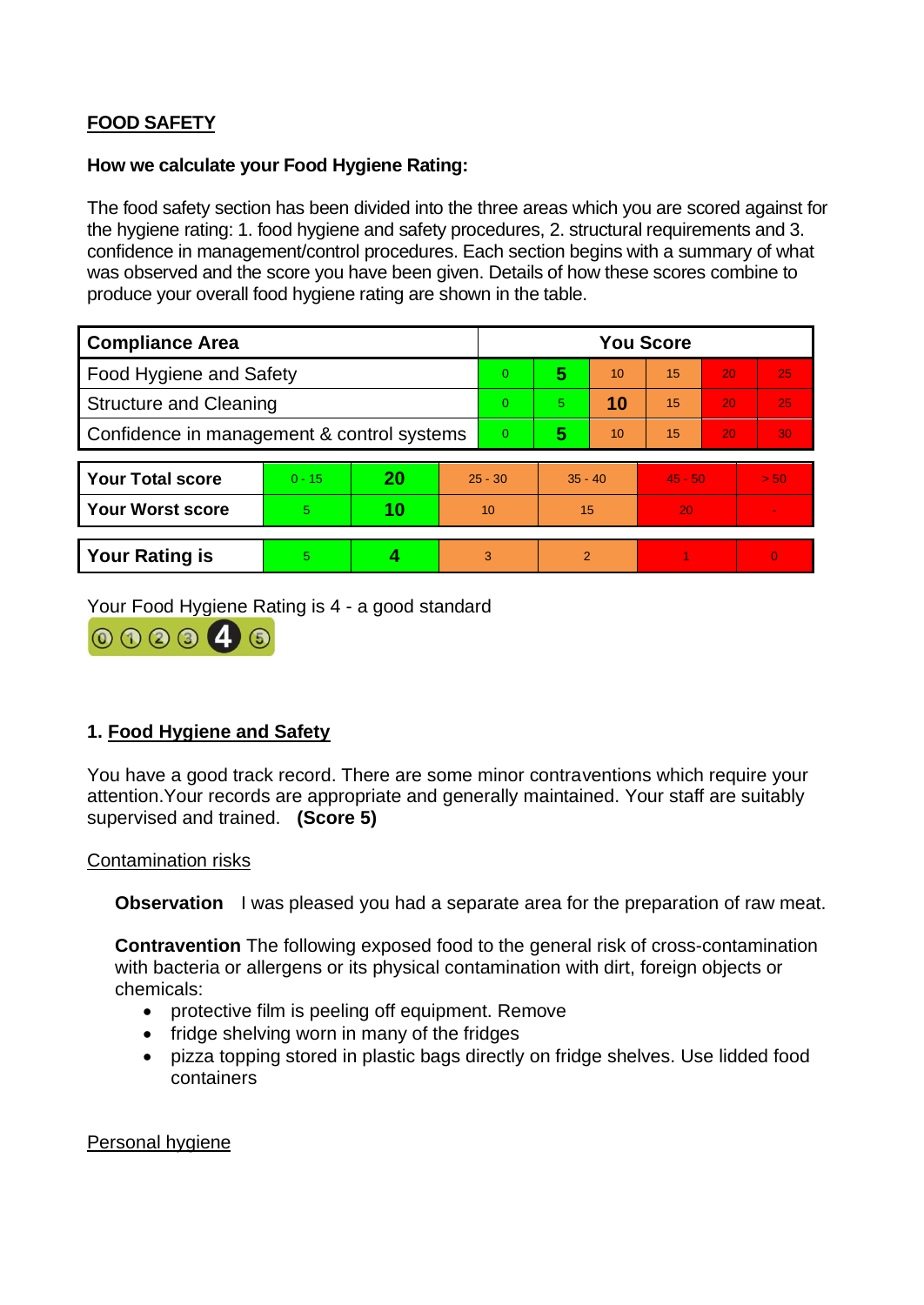## FOOD SAFETY

**How we calculate your Food Hygiene Rating:**

The food safety section has been divided into the three areas which you are scored against for the hygiene rating: 1. food hygiene and safety procedures, 2. structural requirements and 3. confidence in management/control procedures. Each section begins with a summary of what was observed and the score you have been given. Details of how these scores combine to produce your overall food hygiene rating are shown in the table.

| Compliance Area | You Score | | | | | |
|---|---|---|---|---|---|---|
| Food Hygiene and Safety | 0 | **5** | 10 | 15 | 20 | 25 |
| Structure and Cleaning | 0 | 5 | **10** | 15 | 20 | 25 |
| Confidence in management & control systems | 0 | **5** | 10 | 15 | 20 | 30 |

| | | | | | | |
|---|---|---|---|---|---|---|
| **Your Total score** | 0 - 15 | **20** | 25 - 30 | 35 - 40 | 45 - 50 | > 50 |
| **Your Worst score** | 5 | **10** | 10 | 15 | 20 | - |

| | | | | | | |
|---|---|---|---|---|---|---|
| **Your Rating is** | 5 | **4** | 3 | 2 | 1 | 0 |

Your Food Hygiene Rating is 4 - a good standard

### 1. Food Hygiene and Safety

You have a good track record. There are some minor contraventions which require your attention.Your records are appropriate and generally maintained. Your staff are suitably supervised and trained. **(Score 5)**

Contamination risks

**Observation** I was pleased you had a separate area for the preparation of raw meat.

**Contravention** The following exposed food to the general risk of cross-contamination with bacteria or allergens or its physical contamination with dirt, foreign objects or chemicals:

- protective film is peeling off equipment. Remove
- fridge shelving worn in many of the fridges
- pizza topping stored in plastic bags directly on fridge shelves. Use lidded food containers

Personal hygiene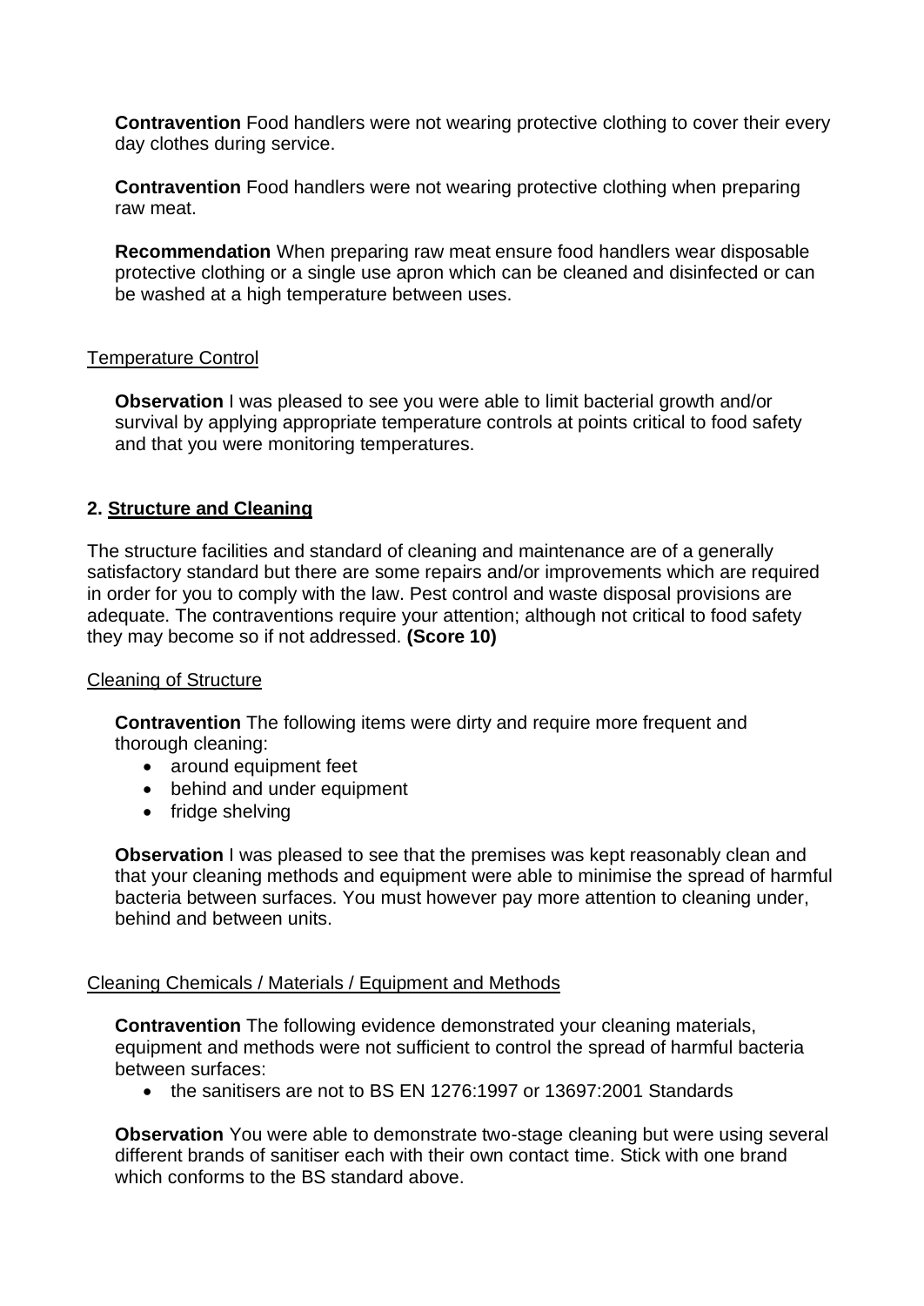**Contravention** Food handlers were not wearing protective clothing to cover their every day clothes during service.

**Contravention** Food handlers were not wearing protective clothing when preparing raw meat.

**Recommendation** When preparing raw meat ensure food handlers wear disposable protective clothing or a single use apron which can be cleaned and disinfected or can be washed at a high temperature between uses.

Temperature Control

**Observation** I was pleased to see you were able to limit bacterial growth and/or survival by applying appropriate temperature controls at points critical to food safety and that you were monitoring temperatures.

## 2. Structure and Cleaning

The structure facilities and standard of cleaning and maintenance are of a generally satisfactory standard but there are some repairs and/or improvements which are required in order for you to comply with the law. Pest control and waste disposal provisions are adequate. The contraventions require your attention; although not critical to food safety they may become so if not addressed. **(Score 10)**

Cleaning of Structure

**Contravention** The following items were dirty and require more frequent and thorough cleaning:

- around equipment feet
- behind and under equipment
- fridge shelving

**Observation** I was pleased to see that the premises was kept reasonably clean and that your cleaning methods and equipment were able to minimise the spread of harmful bacteria between surfaces. You must however pay more attention to cleaning under, behind and between units.

Cleaning Chemicals / Materials / Equipment and Methods

**Contravention** The following evidence demonstrated your cleaning materials, equipment and methods were not sufficient to control the spread of harmful bacteria between surfaces:

- the sanitisers are not to BS EN 1276:1997 or 13697:2001 Standards

**Observation** You were able to demonstrate two-stage cleaning but were using several different brands of sanitiser each with their own contact time. Stick with one brand which conforms to the BS standard above.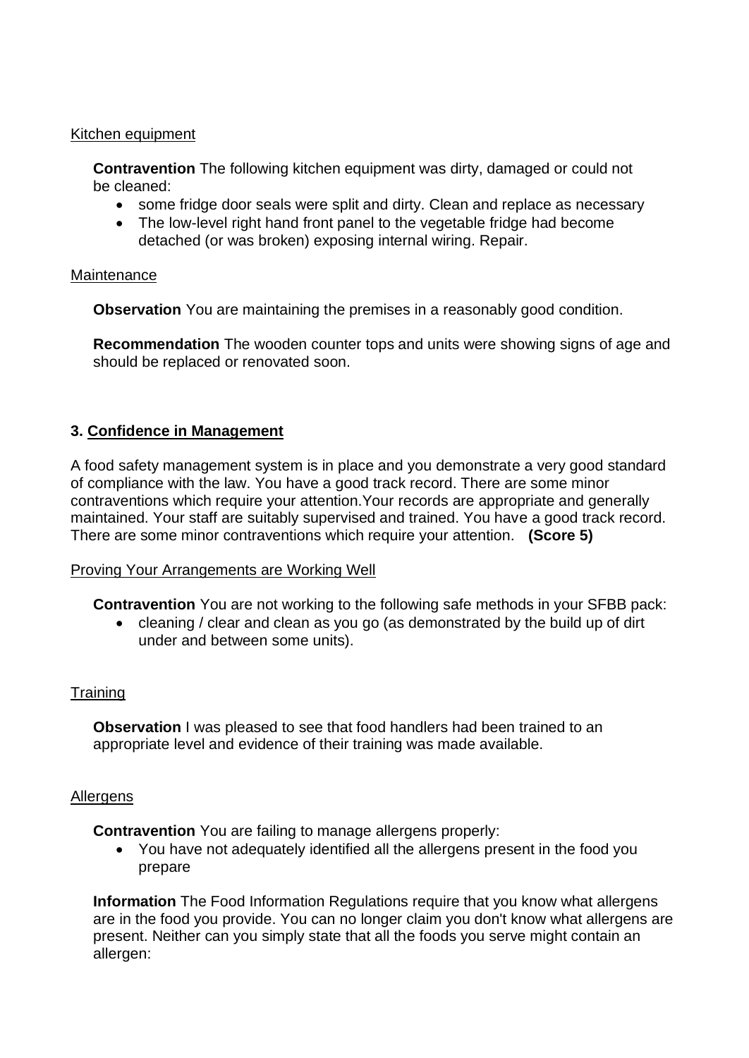Kitchen equipment

**Contravention** The following kitchen equipment was dirty, damaged or could not be cleaned:

- some fridge door seals were split and dirty. Clean and replace as necessary
- The low-level right hand front panel to the vegetable fridge had become detached (or was broken) exposing internal wiring. Repair.

Maintenance

**Observation** You are maintaining the premises in a reasonably good condition.

**Recommendation** The wooden counter tops and units were showing signs of age and should be replaced or renovated soon.

## 3. Confidence in Management

A food safety management system is in place and you demonstrate a very good standard of compliance with the law. You have a good track record. There are some minor contraventions which require your attention.Your records are appropriate and generally maintained. Your staff are suitably supervised and trained. You have a good track record. There are some minor contraventions which require your attention. **(Score 5)**

Proving Your Arrangements are Working Well

**Contravention** You are not working to the following safe methods in your SFBB pack:

- cleaning / clear and clean as you go (as demonstrated by the build up of dirt under and between some units).

Training

**Observation** I was pleased to see that food handlers had been trained to an appropriate level and evidence of their training was made available.

Allergens

**Contravention** You are failing to manage allergens properly:

- You have not adequately identified all the allergens present in the food you prepare

**Information** The Food Information Regulations require that you know what allergens are in the food you provide. You can no longer claim you don't know what allergens are present. Neither can you simply state that all the foods you serve might contain an allergen: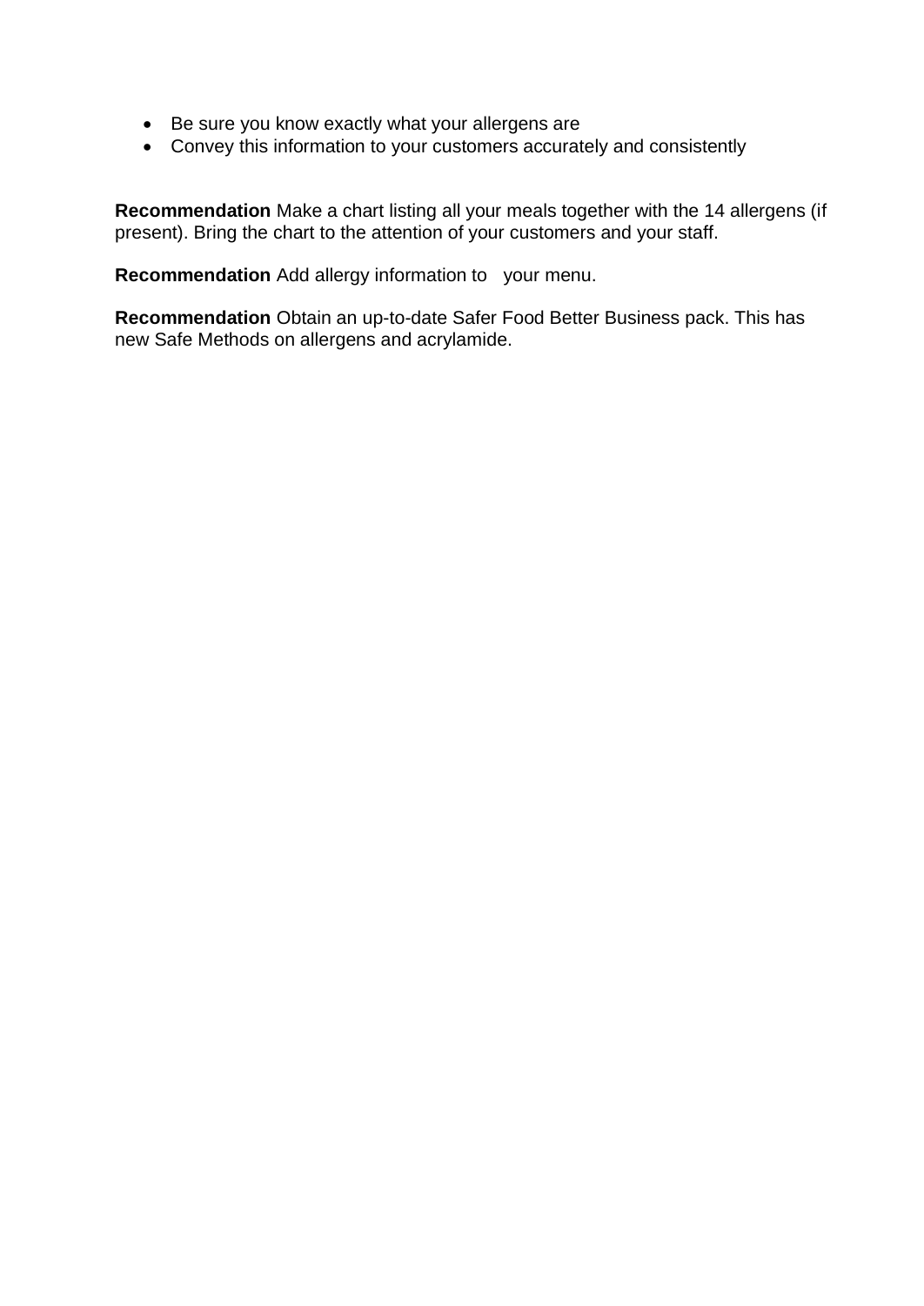- Be sure you know exactly what your allergens are
- Convey this information to your customers accurately and consistently

**Recommendation** Make a chart listing all your meals together with the 14 allergens (if present). Bring the chart to the attention of your customers and your staff.

**Recommendation** Add allergy information to your menu.

**Recommendation** Obtain an up-to-date Safer Food Better Business pack. This has new Safe Methods on allergens and acrylamide.